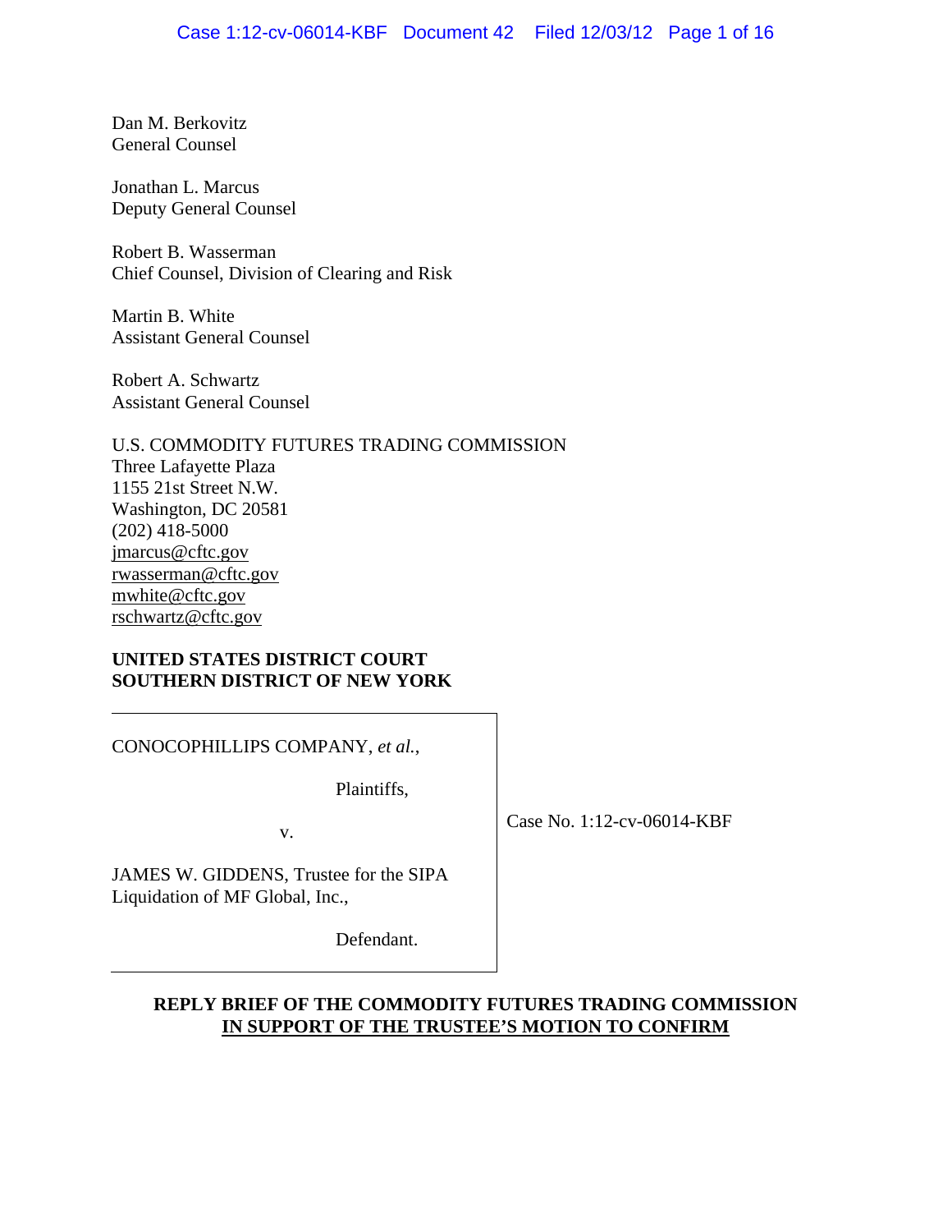Dan M. Berkovitz
General Counsel

Jonathan L. Marcus
Deputy General Counsel

Robert B. Wasserman
Chief Counsel, Division of Clearing and Risk

Martin B. White
Assistant General Counsel

Robert A. Schwartz
Assistant General Counsel

U.S. COMMODITY FUTURES TRADING COMMISSION
Three Lafayette Plaza
1155 21st Street N.W.
Washington, DC 20581
(202) 418-5000
jmarcus@cftc.gov
rwasserman@cftc.gov
mwhite@cftc.gov
rschwartz@cftc.gov

**UNITED STATES DISTRICT COURT**
**SOUTHERN DISTRICT OF NEW YORK**

| | |
|---|---|
| CONOCOPHILLIPS COMPANY, *et al.*,<br><br>Plaintiffs,<br><br>v.<br><br>JAMES W. GIDDENS, Trustee for the SIPA Liquidation of MF Global, Inc.,<br><br>Defendant. | Case No. 1:12-cv-06014-KBF |

**REPLY BRIEF OF THE COMMODITY FUTURES TRADING COMMISSION IN SUPPORT OF THE TRUSTEE'S MOTION TO CONFIRM**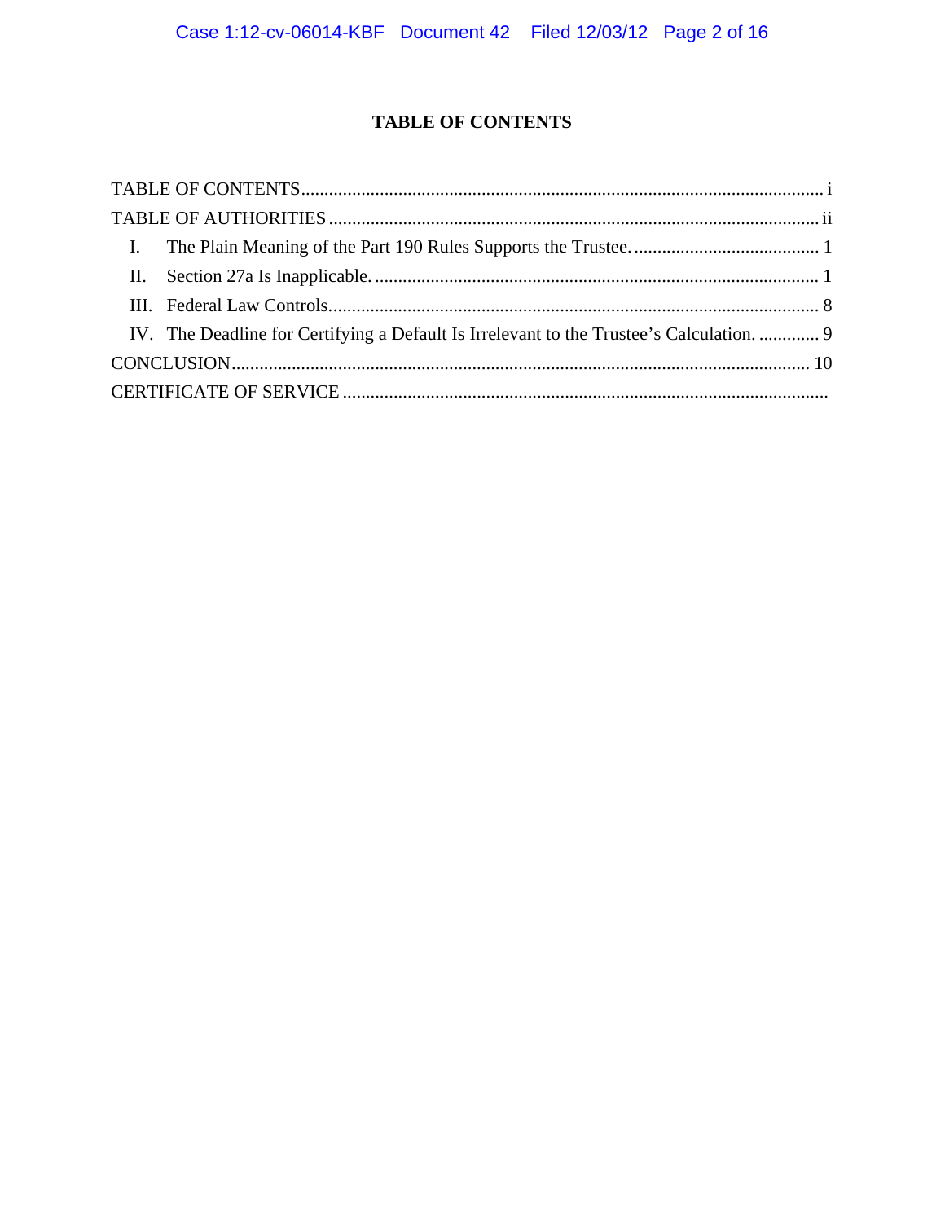# TABLE OF CONTENTS

TABLE OF CONTENTS ........................................................................................................ i

TABLE OF AUTHORITIES ................................................................................................ ii

I. The Plain Meaning of the Part 190 Rules Supports the Trustee. ........................................ 1

II. Section 27a Is Inapplicable. ................................................................................................ 1

III. Federal Law Controls......................................................................................................... 8

IV. The Deadline for Certifying a Default Is Irrelevant to the Trustee's Calculation. ............. 9

CONCLUSION ................................................................................................................... 10

CERTIFICATE OF SERVICE ...........................................................................................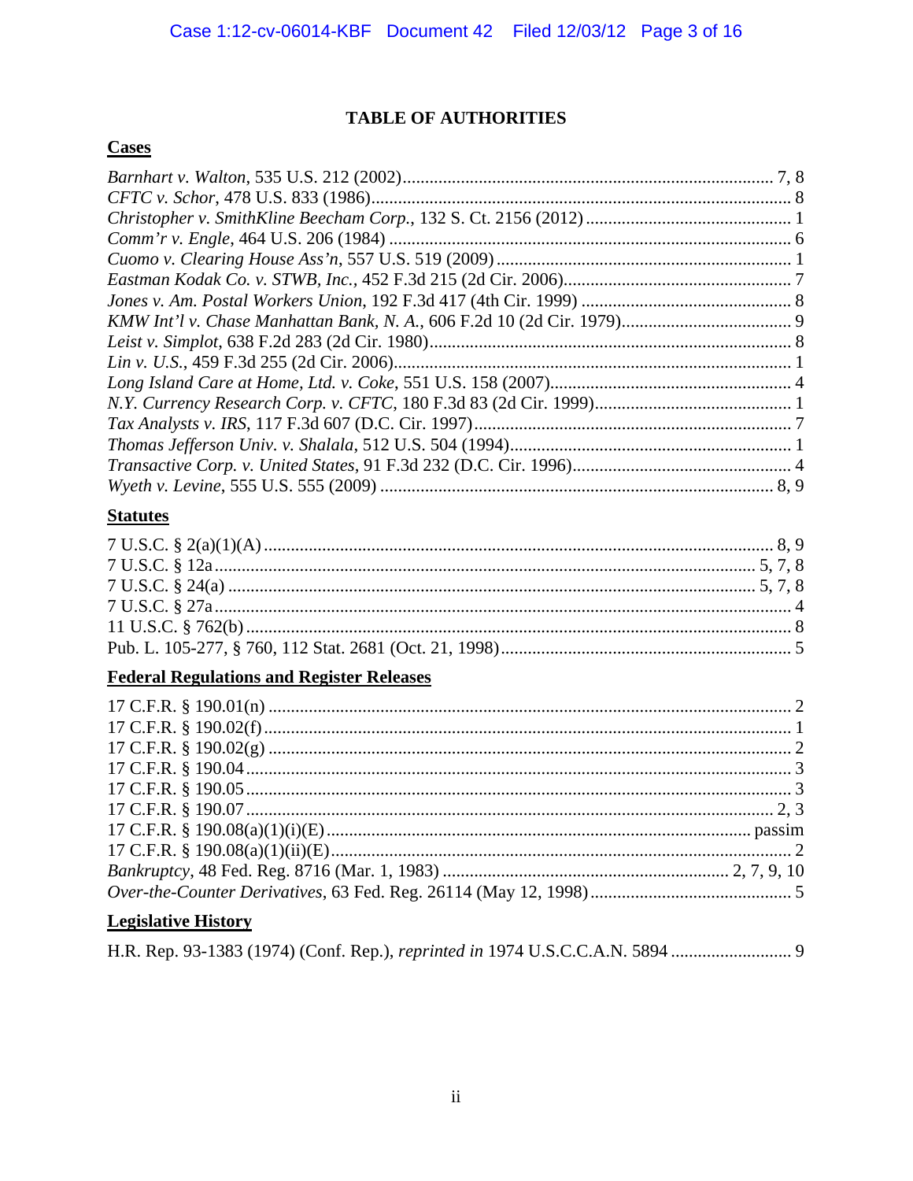# TABLE OF AUTHORITIES

## Cases

*Barnhart v. Walton*, 535 U.S. 212 (2002) ..................... 7, 8
*CFTC v. Schor*, 478 U.S. 833 (1986) ..................... 8
*Christopher v. SmithKline Beecham Corp.*, 132 S. Ct. 2156 (2012) ..................... 1
*Comm'r v. Engle*, 464 U.S. 206 (1984) ..................... 6
*Cuomo v. Clearing House Ass'n*, 557 U.S. 519 (2009) ..................... 1
*Eastman Kodak Co. v. STWB, Inc.*, 452 F.3d 215 (2d Cir. 2006) ..................... 7
*Jones v. Am. Postal Workers Union*, 192 F.3d 417 (4th Cir. 1999) ..................... 8
*KMW Int'l v. Chase Manhattan Bank, N. A.*, 606 F.2d 10 (2d Cir. 1979) ..................... 9
*Leist v. Simplot*, 638 F.2d 283 (2d Cir. 1980) ..................... 8
*Lin v. U.S.*, 459 F.3d 255 (2d Cir. 2006) ..................... 1
*Long Island Care at Home, Ltd. v. Coke*, 551 U.S. 158 (2007) ..................... 4
*N.Y. Currency Research Corp. v. CFTC*, 180 F.3d 83 (2d Cir. 1999) ..................... 1
*Tax Analysts v. IRS*, 117 F.3d 607 (D.C. Cir. 1997) ..................... 7
*Thomas Jefferson Univ. v. Shalala*, 512 U.S. 504 (1994) ..................... 1
*Transactive Corp. v. United States*, 91 F.3d 232 (D.C. Cir. 1996) ..................... 4
*Wyeth v. Levine*, 555 U.S. 555 (2009) ..................... 8, 9

## Statutes

7 U.S.C. § 2(a)(1)(A) ..................... 8, 9
7 U.S.C. § 12a ..................... 5, 7, 8
7 U.S.C. § 24(a) ..................... 5, 7, 8
7 U.S.C. § 27a ..................... 4
11 U.S.C. § 762(b) ..................... 8
Pub. L. 105-277, § 760, 112 Stat. 2681 (Oct. 21, 1998) ..................... 5

## Federal Regulations and Register Releases

17 C.F.R. § 190.01(n) ..................... 2
17 C.F.R. § 190.02(f) ..................... 1
17 C.F.R. § 190.02(g) ..................... 2
17 C.F.R. § 190.04 ..................... 3
17 C.F.R. § 190.05 ..................... 3
17 C.F.R. § 190.07 ..................... 2, 3
17 C.F.R. § 190.08(a)(1)(i)(E) ..................... passim
17 C.F.R. § 190.08(a)(1)(ii)(E) ..................... 2
*Bankruptcy*, 48 Fed. Reg. 8716 (Mar. 1, 1983) ..................... 2, 7, 9, 10
*Over-the-Counter Derivatives*, 63 Fed. Reg. 26114 (May 12, 1998) ..................... 5

## Legislative History

H.R. Rep. 93-1383 (1974) (Conf. Rep.), *reprinted in* 1974 U.S.C.C.A.N. 5894 ..................... 9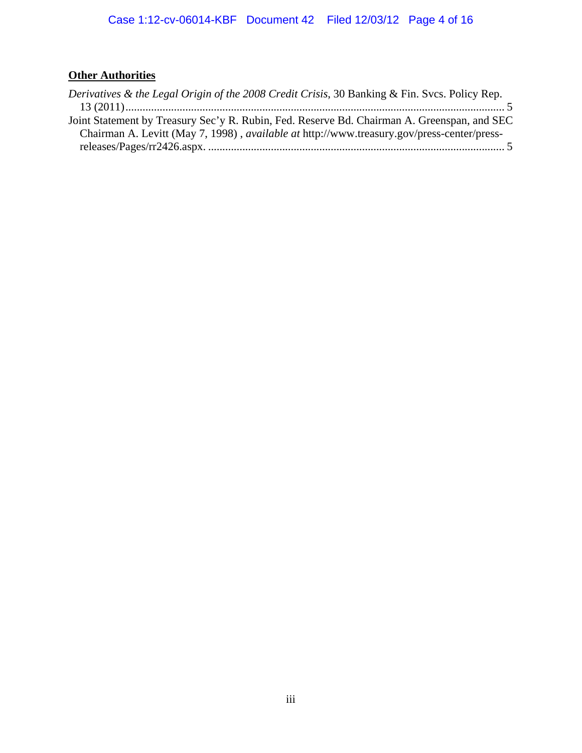**Other Authorities**

*Derivatives & the Legal Origin of the 2008 Credit Crisis*, 30 Banking & Fin. Svcs. Policy Rep. 13 (2011)........................................................................................................................ 5

Joint Statement by Treasury Sec'y R. Rubin, Fed. Reserve Bd. Chairman A. Greenspan, and SEC Chairman A. Levitt (May 7, 1998) , *available at* http://www.treasury.gov/press-center/press-releases/Pages/rr2426.aspx. ........................................................................................................ 5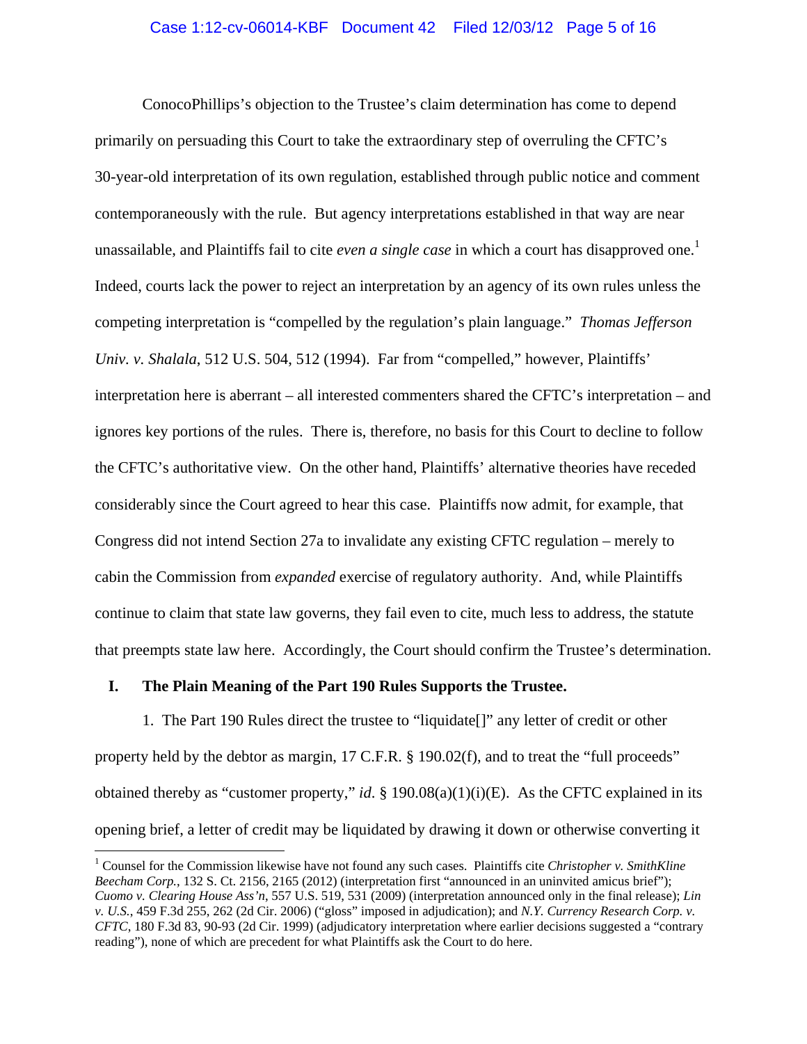ConocoPhillips's objection to the Trustee's claim determination has come to depend primarily on persuading this Court to take the extraordinary step of overruling the CFTC's 30-year-old interpretation of its own regulation, established through public notice and comment contemporaneously with the rule. But agency interpretations established in that way are near unassailable, and Plaintiffs fail to cite *even a single case* in which a court has disapproved one.[1] Indeed, courts lack the power to reject an interpretation by an agency of its own rules unless the competing interpretation is "compelled by the regulation's plain language." *Thomas Jefferson Univ. v. Shalala*, 512 U.S. 504, 512 (1994). Far from "compelled," however, Plaintiffs' interpretation here is aberrant – all interested commenters shared the CFTC's interpretation – and ignores key portions of the rules. There is, therefore, no basis for this Court to decline to follow the CFTC's authoritative view. On the other hand, Plaintiffs' alternative theories have receded considerably since the Court agreed to hear this case. Plaintiffs now admit, for example, that Congress did not intend Section 27a to invalidate any existing CFTC regulation – merely to cabin the Commission from *expanded* exercise of regulatory authority. And, while Plaintiffs continue to claim that state law governs, they fail even to cite, much less to address, the statute that preempts state law here. Accordingly, the Court should confirm the Trustee's determination.

## I. The Plain Meaning of the Part 190 Rules Supports the Trustee.

1. The Part 190 Rules direct the trustee to "liquidate[]" any letter of credit or other property held by the debtor as margin, 17 C.F.R. § 190.02(f), and to treat the "full proceeds" obtained thereby as "customer property," *id*. § 190.08(a)(1)(i)(E). As the CFTC explained in its opening brief, a letter of credit may be liquidated by drawing it down or otherwise converting it

[1] Counsel for the Commission likewise have not found any such cases. Plaintiffs cite *Christopher v. SmithKline Beecham Corp.*, 132 S. Ct. 2156, 2165 (2012) (interpretation first "announced in an uninvited amicus brief"); *Cuomo v. Clearing House Ass'n*, 557 U.S. 519, 531 (2009) (interpretation announced only in the final release); *Lin v. U.S.*, 459 F.3d 255, 262 (2d Cir. 2006) ("gloss" imposed in adjudication); and *N.Y. Currency Research Corp. v. CFTC*, 180 F.3d 83, 90-93 (2d Cir. 1999) (adjudicatory interpretation where earlier decisions suggested a "contrary reading"), none of which are precedent for what Plaintiffs ask the Court to do here.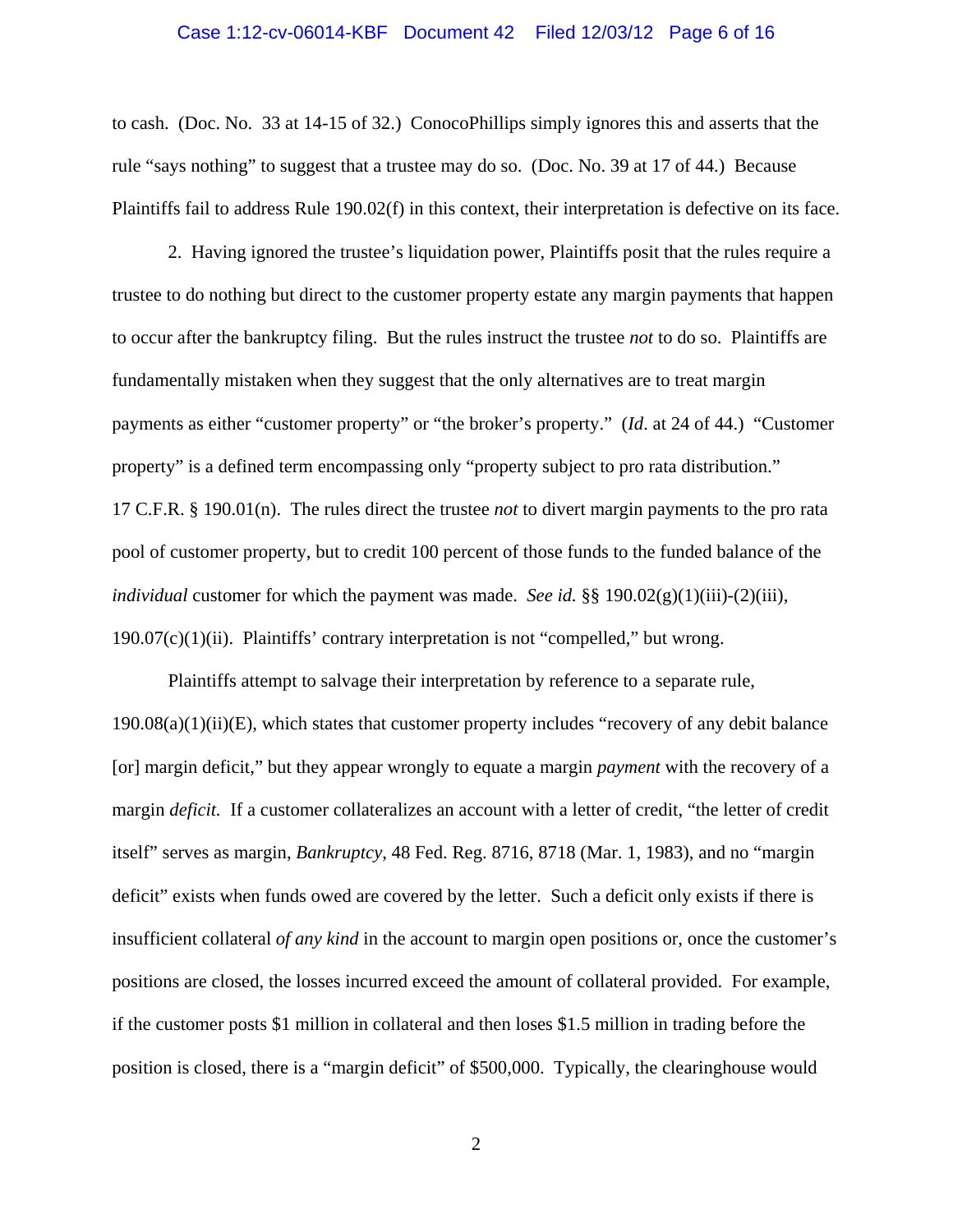to cash. (Doc. No. 33 at 14-15 of 32.) ConocoPhillips simply ignores this and asserts that the rule "says nothing" to suggest that a trustee may do so. (Doc. No. 39 at 17 of 44.) Because Plaintiffs fail to address Rule 190.02(f) in this context, their interpretation is defective on its face.

2. Having ignored the trustee's liquidation power, Plaintiffs posit that the rules require a trustee to do nothing but direct to the customer property estate any margin payments that happen to occur after the bankruptcy filing. But the rules instruct the trustee *not* to do so. Plaintiffs are fundamentally mistaken when they suggest that the only alternatives are to treat margin payments as either "customer property" or "the broker's property." (*Id*. at 24 of 44.) "Customer property" is a defined term encompassing only "property subject to pro rata distribution." 17 C.F.R. § 190.01(n). The rules direct the trustee *not* to divert margin payments to the pro rata pool of customer property, but to credit 100 percent of those funds to the funded balance of the *individual* customer for which the payment was made. *See id.* §§ 190.02(g)(1)(iii)-(2)(iii), 190.07(c)(1)(ii). Plaintiffs' contrary interpretation is not "compelled," but wrong.

Plaintiffs attempt to salvage their interpretation by reference to a separate rule, 190.08(a)(1)(ii)(E), which states that customer property includes "recovery of any debit balance [or] margin deficit," but they appear wrongly to equate a margin *payment* with the recovery of a margin *deficit*. If a customer collateralizes an account with a letter of credit, "the letter of credit itself" serves as margin, *Bankruptcy*, 48 Fed. Reg. 8716, 8718 (Mar. 1, 1983), and no "margin deficit" exists when funds owed are covered by the letter. Such a deficit only exists if there is insufficient collateral *of any kind* in the account to margin open positions or, once the customer's positions are closed, the losses incurred exceed the amount of collateral provided. For example, if the customer posts $1 million in collateral and then loses $1.5 million in trading before the position is closed, there is a "margin deficit" of $500,000. Typically, the clearinghouse would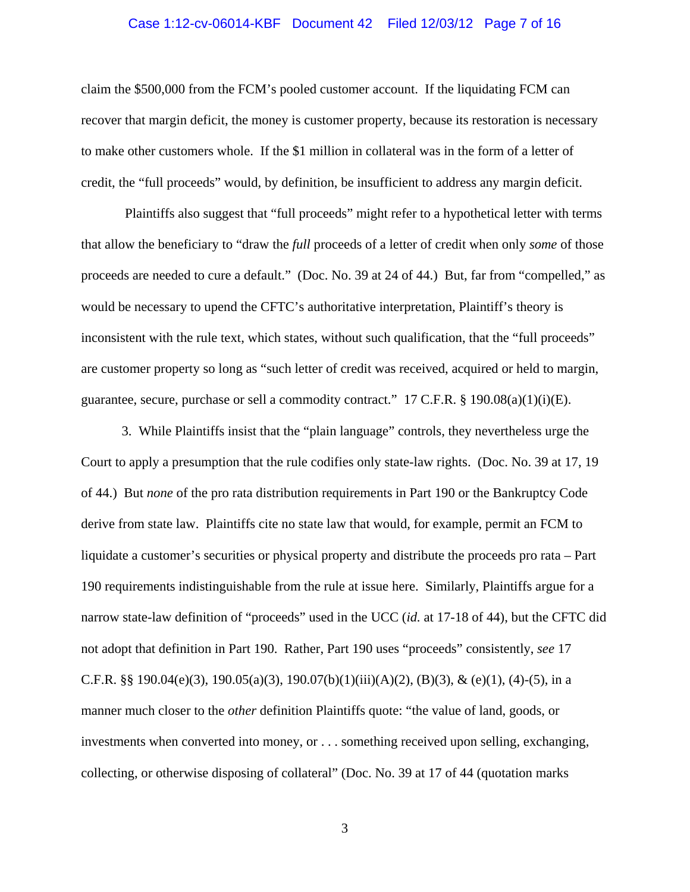claim the $500,000 from the FCM's pooled customer account. If the liquidating FCM can recover that margin deficit, the money is customer property, because its restoration is necessary to make other customers whole. If the $1 million in collateral was in the form of a letter of credit, the "full proceeds" would, by definition, be insufficient to address any margin deficit.

Plaintiffs also suggest that "full proceeds" might refer to a hypothetical letter with terms that allow the beneficiary to "draw the *full* proceeds of a letter of credit when only *some* of those proceeds are needed to cure a default." (Doc. No. 39 at 24 of 44.) But, far from "compelled," as would be necessary to upend the CFTC's authoritative interpretation, Plaintiff's theory is inconsistent with the rule text, which states, without such qualification, that the "full proceeds" are customer property so long as "such letter of credit was received, acquired or held to margin, guarantee, secure, purchase or sell a commodity contract." 17 C.F.R. § 190.08(a)(1)(i)(E).

3. While Plaintiffs insist that the "plain language" controls, they nevertheless urge the Court to apply a presumption that the rule codifies only state-law rights. (Doc. No. 39 at 17, 19 of 44.) But *none* of the pro rata distribution requirements in Part 190 or the Bankruptcy Code derive from state law. Plaintiffs cite no state law that would, for example, permit an FCM to liquidate a customer's securities or physical property and distribute the proceeds pro rata – Part 190 requirements indistinguishable from the rule at issue here. Similarly, Plaintiffs argue for a narrow state-law definition of "proceeds" used in the UCC (*id.* at 17-18 of 44), but the CFTC did not adopt that definition in Part 190. Rather, Part 190 uses "proceeds" consistently, *see* 17 C.F.R. §§ 190.04(e)(3), 190.05(a)(3), 190.07(b)(1)(iii)(A)(2), (B)(3), & (e)(1), (4)-(5), in a manner much closer to the *other* definition Plaintiffs quote: "the value of land, goods, or investments when converted into money, or . . . something received upon selling, exchanging, collecting, or otherwise disposing of collateral" (Doc. No. 39 at 17 of 44 (quotation marks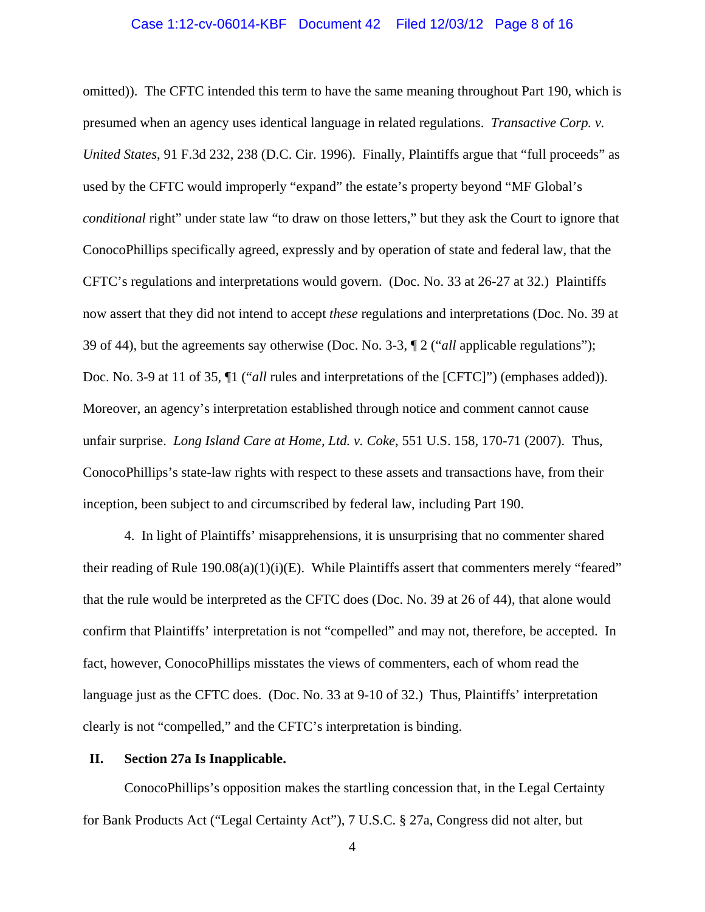omitted)). The CFTC intended this term to have the same meaning throughout Part 190, which is presumed when an agency uses identical language in related regulations. *Transactive Corp. v. United States*, 91 F.3d 232, 238 (D.C. Cir. 1996). Finally, Plaintiffs argue that "full proceeds" as used by the CFTC would improperly "expand" the estate's property beyond "MF Global's *conditional* right" under state law "to draw on those letters," but they ask the Court to ignore that ConocoPhillips specifically agreed, expressly and by operation of state and federal law, that the CFTC's regulations and interpretations would govern. (Doc. No. 33 at 26-27 at 32.) Plaintiffs now assert that they did not intend to accept *these* regulations and interpretations (Doc. No. 39 at 39 of 44), but the agreements say otherwise (Doc. No. 3-3, ¶ 2 ("*all* applicable regulations"); Doc. No. 3-9 at 11 of 35, ¶1 ("*all* rules and interpretations of the [CFTC]") (emphases added)). Moreover, an agency's interpretation established through notice and comment cannot cause unfair surprise. *Long Island Care at Home, Ltd. v. Coke*, 551 U.S. 158, 170-71 (2007). Thus, ConocoPhillips's state-law rights with respect to these assets and transactions have, from their inception, been subject to and circumscribed by federal law, including Part 190.

4. In light of Plaintiffs' misapprehensions, it is unsurprising that no commenter shared their reading of Rule 190.08(a)(1)(i)(E). While Plaintiffs assert that commenters merely "feared" that the rule would be interpreted as the CFTC does (Doc. No. 39 at 26 of 44), that alone would confirm that Plaintiffs' interpretation is not "compelled" and may not, therefore, be accepted. In fact, however, ConocoPhillips misstates the views of commenters, each of whom read the language just as the CFTC does. (Doc. No. 33 at 9-10 of 32.) Thus, Plaintiffs' interpretation clearly is not "compelled," and the CFTC's interpretation is binding.

## II. Section 27a Is Inapplicable.

ConocoPhillips's opposition makes the startling concession that, in the Legal Certainty for Bank Products Act ("Legal Certainty Act"), 7 U.S.C. § 27a, Congress did not alter, but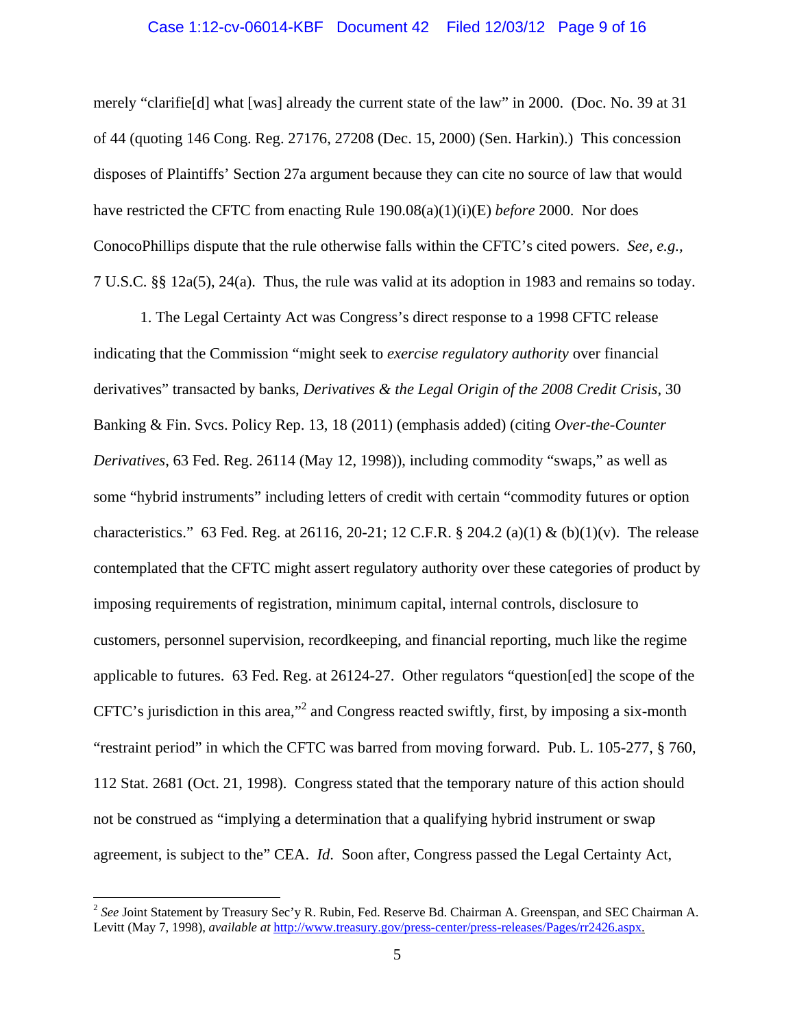merely "clarifie[d] what [was] already the current state of the law" in 2000. (Doc. No. 39 at 31 of 44 (quoting 146 Cong. Reg. 27176, 27208 (Dec. 15, 2000) (Sen. Harkin).) This concession disposes of Plaintiffs' Section 27a argument because they can cite no source of law that would have restricted the CFTC from enacting Rule 190.08(a)(1)(i)(E) *before* 2000. Nor does ConocoPhillips dispute that the rule otherwise falls within the CFTC's cited powers. *See, e.g.*, 7 U.S.C. §§ 12a(5), 24(a). Thus, the rule was valid at its adoption in 1983 and remains so today.

1. The Legal Certainty Act was Congress's direct response to a 1998 CFTC release indicating that the Commission "might seek to *exercise regulatory authority* over financial derivatives" transacted by banks, *Derivatives & the Legal Origin of the 2008 Credit Crisis*, 30 Banking & Fin. Svcs. Policy Rep. 13, 18 (2011) (emphasis added) (citing *Over-the-Counter Derivatives*, 63 Fed. Reg. 26114 (May 12, 1998)), including commodity "swaps," as well as some "hybrid instruments" including letters of credit with certain "commodity futures or option characteristics." 63 Fed. Reg. at 26116, 20-21; 12 C.F.R. § 204.2 (a)(1) & (b)(1)(v). The release contemplated that the CFTC might assert regulatory authority over these categories of product by imposing requirements of registration, minimum capital, internal controls, disclosure to customers, personnel supervision, recordkeeping, and financial reporting, much like the regime applicable to futures. 63 Fed. Reg. at 26124-27. Other regulators "question[ed] the scope of the CFTC's jurisdiction in this area,"[2] and Congress reacted swiftly, first, by imposing a six-month "restraint period" in which the CFTC was barred from moving forward. Pub. L. 105-277, § 760, 112 Stat. 2681 (Oct. 21, 1998). Congress stated that the temporary nature of this action should not be construed as "implying a determination that a qualifying hybrid instrument or swap agreement, is subject to the" CEA. *Id.* Soon after, Congress passed the Legal Certainty Act,

---

[2] *See* Joint Statement by Treasury Sec'y R. Rubin, Fed. Reserve Bd. Chairman A. Greenspan, and SEC Chairman A. Levitt (May 7, 1998), *available at* http://www.treasury.gov/press-center/press-releases/Pages/rr2426.aspx.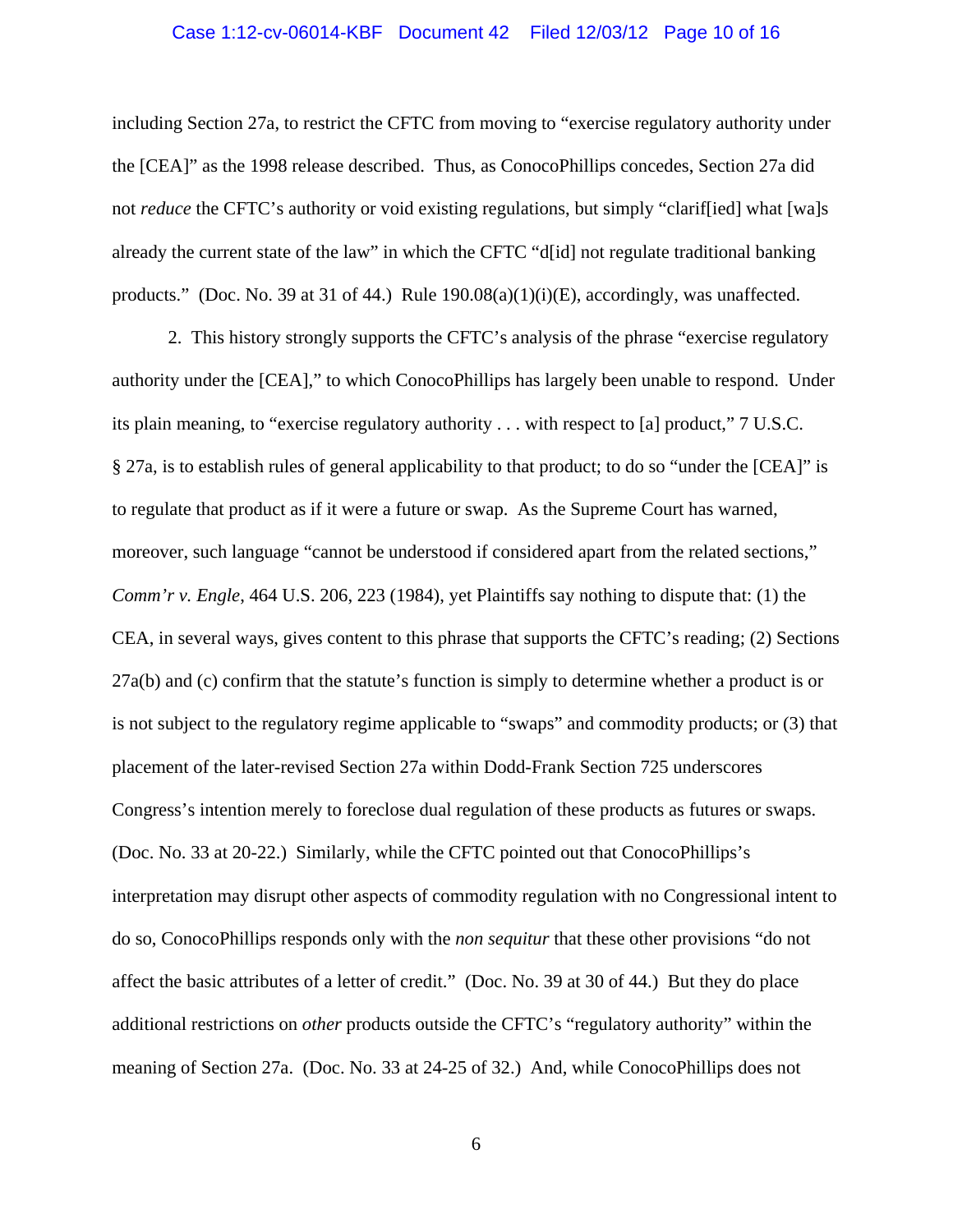including Section 27a, to restrict the CFTC from moving to "exercise regulatory authority under the [CEA]" as the 1998 release described. Thus, as ConocoPhillips concedes, Section 27a did not *reduce* the CFTC's authority or void existing regulations, but simply "clarif[ied] what [wa]s already the current state of the law" in which the CFTC "d[id] not regulate traditional banking products." (Doc. No. 39 at 31 of 44.) Rule 190.08(a)(1)(i)(E), accordingly, was unaffected.

2. This history strongly supports the CFTC's analysis of the phrase "exercise regulatory authority under the [CEA]," to which ConocoPhillips has largely been unable to respond. Under its plain meaning, to "exercise regulatory authority . . . with respect to [a] product," 7 U.S.C. § 27a, is to establish rules of general applicability to that product; to do so "under the [CEA]" is to regulate that product as if it were a future or swap. As the Supreme Court has warned, moreover, such language "cannot be understood if considered apart from the related sections," *Comm'r v. Engle*, 464 U.S. 206, 223 (1984), yet Plaintiffs say nothing to dispute that: (1) the CEA, in several ways, gives content to this phrase that supports the CFTC's reading; (2) Sections 27a(b) and (c) confirm that the statute's function is simply to determine whether a product is or is not subject to the regulatory regime applicable to "swaps" and commodity products; or (3) that placement of the later-revised Section 27a within Dodd-Frank Section 725 underscores Congress's intention merely to foreclose dual regulation of these products as futures or swaps. (Doc. No. 33 at 20-22.) Similarly, while the CFTC pointed out that ConocoPhillips's interpretation may disrupt other aspects of commodity regulation with no Congressional intent to do so, ConocoPhillips responds only with the *non sequitur* that these other provisions "do not affect the basic attributes of a letter of credit." (Doc. No. 39 at 30 of 44.) But they do place additional restrictions on *other* products outside the CFTC's "regulatory authority" within the meaning of Section 27a. (Doc. No. 33 at 24-25 of 32.) And, while ConocoPhillips does not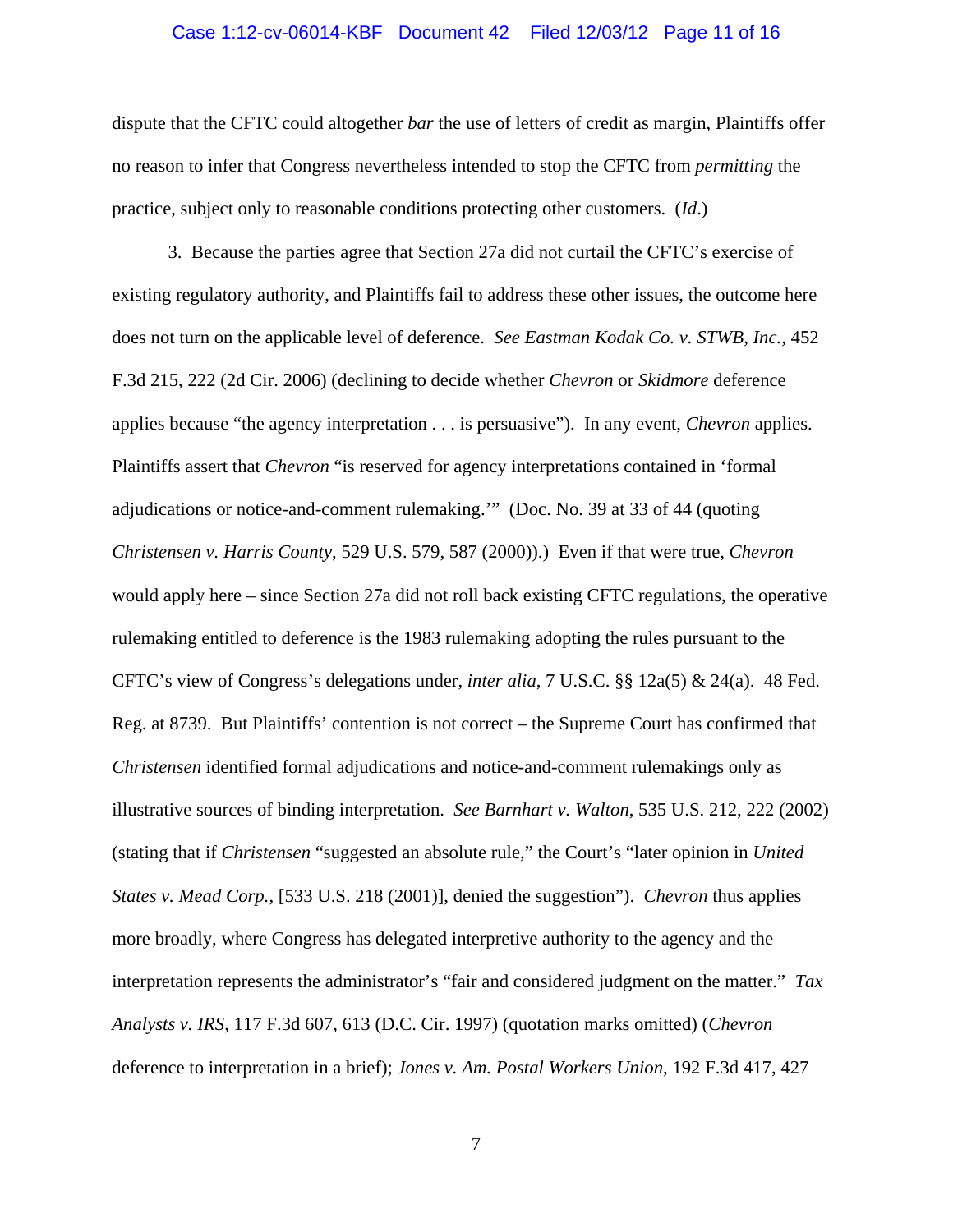dispute that the CFTC could altogether *bar* the use of letters of credit as margin, Plaintiffs offer no reason to infer that Congress nevertheless intended to stop the CFTC from *permitting* the practice, subject only to reasonable conditions protecting other customers. (*Id*.)

3. Because the parties agree that Section 27a did not curtail the CFTC's exercise of existing regulatory authority, and Plaintiffs fail to address these other issues, the outcome here does not turn on the applicable level of deference. *See Eastman Kodak Co. v. STWB, Inc.*, 452 F.3d 215, 222 (2d Cir. 2006) (declining to decide whether *Chevron* or *Skidmore* deference applies because "the agency interpretation . . . is persuasive"). In any event, *Chevron* applies. Plaintiffs assert that *Chevron* "is reserved for agency interpretations contained in 'formal adjudications or notice-and-comment rulemaking.'" (Doc. No. 39 at 33 of 44 (quoting *Christensen v. Harris County*, 529 U.S. 579, 587 (2000)).) Even if that were true, *Chevron* would apply here – since Section 27a did not roll back existing CFTC regulations, the operative rulemaking entitled to deference is the 1983 rulemaking adopting the rules pursuant to the CFTC's view of Congress's delegations under, *inter alia*, 7 U.S.C. §§ 12a(5) & 24(a). 48 Fed. Reg. at 8739. But Plaintiffs' contention is not correct – the Supreme Court has confirmed that *Christensen* identified formal adjudications and notice-and-comment rulemakings only as illustrative sources of binding interpretation. *See Barnhart v. Walton*, 535 U.S. 212, 222 (2002) (stating that if *Christensen* "suggested an absolute rule," the Court's "later opinion in *United States v. Mead Corp.*, [533 U.S. 218 (2001)], denied the suggestion"). *Chevron* thus applies more broadly, where Congress has delegated interpretive authority to the agency and the interpretation represents the administrator's "fair and considered judgment on the matter." *Tax Analysts v. IRS*, 117 F.3d 607, 613 (D.C. Cir. 1997) (quotation marks omitted) (*Chevron* deference to interpretation in a brief); *Jones v. Am. Postal Workers Union*, 192 F.3d 417, 427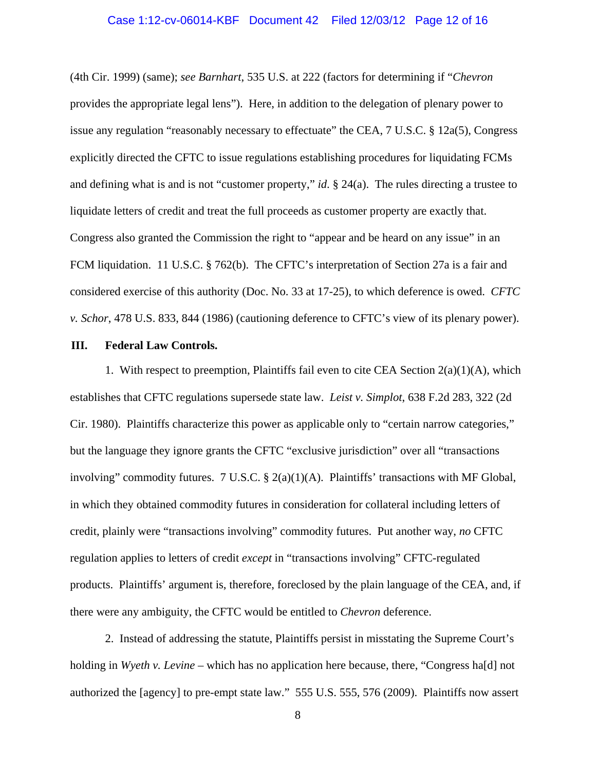(4th Cir. 1999) (same); *see Barnhart*, 535 U.S. at 222 (factors for determining if "*Chevron* provides the appropriate legal lens"). Here, in addition to the delegation of plenary power to issue any regulation "reasonably necessary to effectuate" the CEA, 7 U.S.C. § 12a(5), Congress explicitly directed the CFTC to issue regulations establishing procedures for liquidating FCMs and defining what is and is not "customer property," *id*. § 24(a). The rules directing a trustee to liquidate letters of credit and treat the full proceeds as customer property are exactly that. Congress also granted the Commission the right to "appear and be heard on any issue" in an FCM liquidation. 11 U.S.C. § 762(b). The CFTC's interpretation of Section 27a is a fair and considered exercise of this authority (Doc. No. 33 at 17-25), to which deference is owed. *CFTC v. Schor*, 478 U.S. 833, 844 (1986) (cautioning deference to CFTC's view of its plenary power).

## III. Federal Law Controls.

1. With respect to preemption, Plaintiffs fail even to cite CEA Section 2(a)(1)(A), which establishes that CFTC regulations supersede state law. *Leist v. Simplot*, 638 F.2d 283, 322 (2d Cir. 1980). Plaintiffs characterize this power as applicable only to "certain narrow categories," but the language they ignore grants the CFTC "exclusive jurisdiction" over all "transactions involving" commodity futures. 7 U.S.C. § 2(a)(1)(A). Plaintiffs' transactions with MF Global, in which they obtained commodity futures in consideration for collateral including letters of credit, plainly were "transactions involving" commodity futures. Put another way, *no* CFTC regulation applies to letters of credit *except* in "transactions involving" CFTC-regulated products. Plaintiffs' argument is, therefore, foreclosed by the plain language of the CEA, and, if there were any ambiguity, the CFTC would be entitled to *Chevron* deference.

2. Instead of addressing the statute, Plaintiffs persist in misstating the Supreme Court's holding in *Wyeth v. Levine* – which has no application here because, there, "Congress ha[d] not authorized the [agency] to pre-empt state law." 555 U.S. 555, 576 (2009). Plaintiffs now assert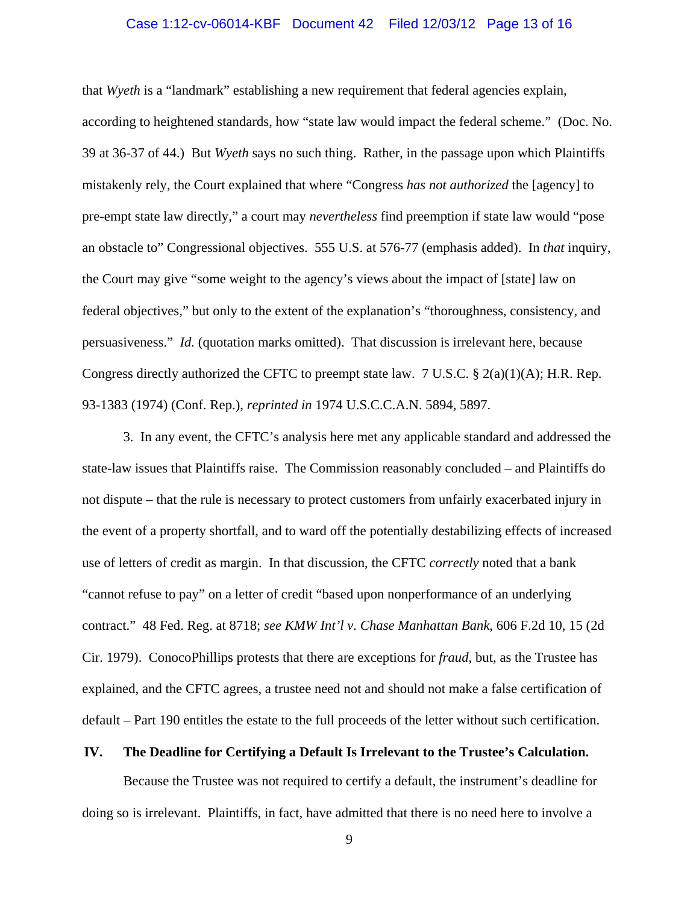that *Wyeth* is a "landmark" establishing a new requirement that federal agencies explain, according to heightened standards, how "state law would impact the federal scheme." (Doc. No. 39 at 36-37 of 44.) But *Wyeth* says no such thing. Rather, in the passage upon which Plaintiffs mistakenly rely, the Court explained that where "Congress *has not authorized* the [agency] to pre-empt state law directly," a court may *nevertheless* find preemption if state law would "pose an obstacle to" Congressional objectives. 555 U.S. at 576-77 (emphasis added). In *that* inquiry, the Court may give "some weight to the agency's views about the impact of [state] law on federal objectives," but only to the extent of the explanation's "thoroughness, consistency, and persuasiveness." *Id.* (quotation marks omitted). That discussion is irrelevant here, because Congress directly authorized the CFTC to preempt state law. 7 U.S.C. § 2(a)(1)(A); H.R. Rep. 93-1383 (1974) (Conf. Rep.), *reprinted in* 1974 U.S.C.C.A.N. 5894, 5897.

3. In any event, the CFTC's analysis here met any applicable standard and addressed the state-law issues that Plaintiffs raise. The Commission reasonably concluded – and Plaintiffs do not dispute – that the rule is necessary to protect customers from unfairly exacerbated injury in the event of a property shortfall, and to ward off the potentially destabilizing effects of increased use of letters of credit as margin. In that discussion, the CFTC *correctly* noted that a bank "cannot refuse to pay" on a letter of credit "based upon nonperformance of an underlying contract." 48 Fed. Reg. at 8718; *see KMW Int'l v. Chase Manhattan Bank*, 606 F.2d 10, 15 (2d Cir. 1979). ConocoPhillips protests that there are exceptions for *fraud*, but, as the Trustee has explained, and the CFTC agrees, a trustee need not and should not make a false certification of default – Part 190 entitles the estate to the full proceeds of the letter without such certification.

## IV. The Deadline for Certifying a Default Is Irrelevant to the Trustee's Calculation.

Because the Trustee was not required to certify a default, the instrument's deadline for doing so is irrelevant. Plaintiffs, in fact, have admitted that there is no need here to involve a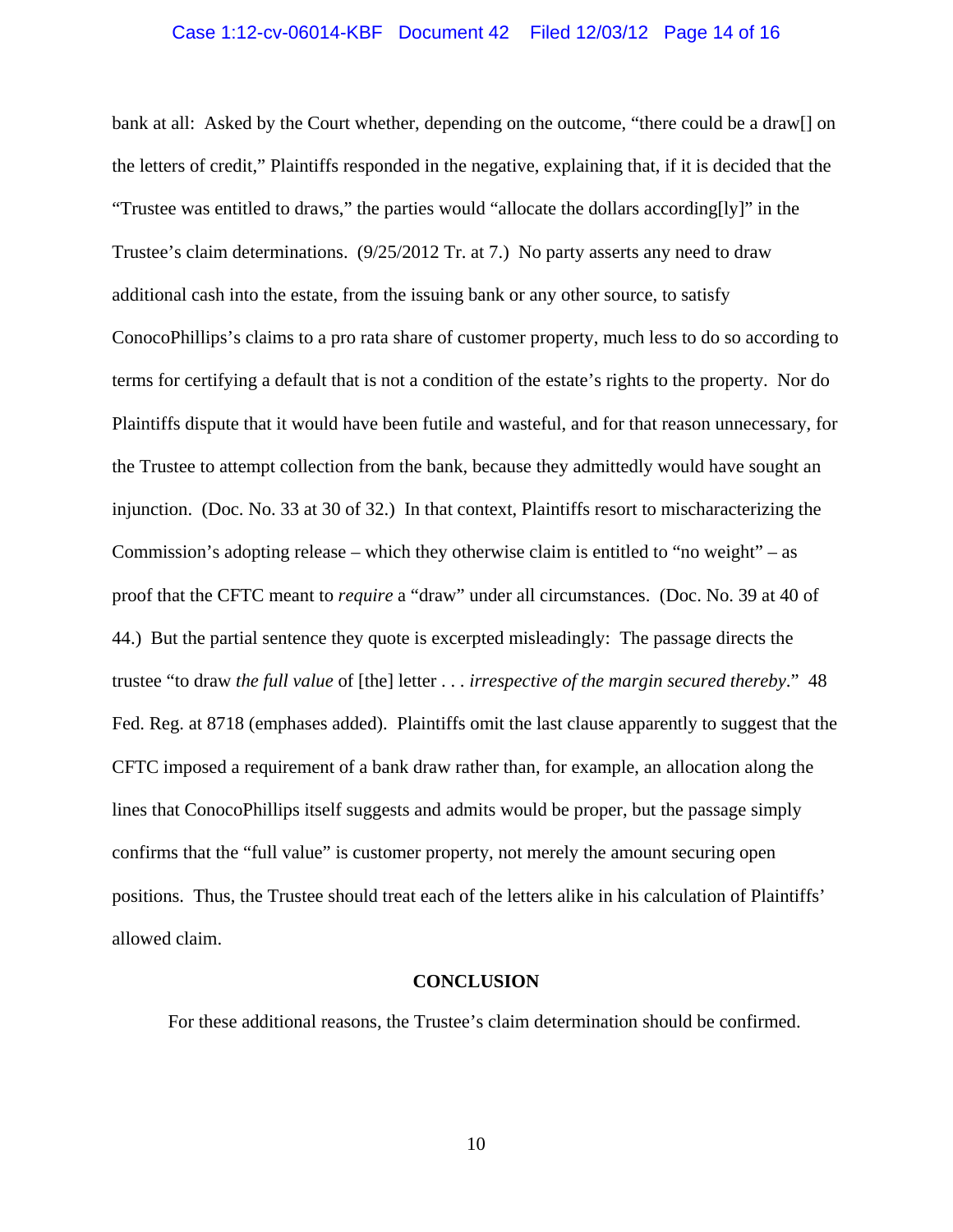bank at all: Asked by the Court whether, depending on the outcome, "there could be a draw[] on the letters of credit," Plaintiffs responded in the negative, explaining that, if it is decided that the "Trustee was entitled to draws," the parties would "allocate the dollars according[ly]" in the Trustee's claim determinations. (9/25/2012 Tr. at 7.) No party asserts any need to draw additional cash into the estate, from the issuing bank or any other source, to satisfy ConocoPhillips's claims to a pro rata share of customer property, much less to do so according to terms for certifying a default that is not a condition of the estate's rights to the property. Nor do Plaintiffs dispute that it would have been futile and wasteful, and for that reason unnecessary, for the Trustee to attempt collection from the bank, because they admittedly would have sought an injunction. (Doc. No. 33 at 30 of 32.) In that context, Plaintiffs resort to mischaracterizing the Commission's adopting release – which they otherwise claim is entitled to "no weight" – as proof that the CFTC meant to *require* a "draw" under all circumstances. (Doc. No. 39 at 40 of 44.) But the partial sentence they quote is excerpted misleadingly: The passage directs the trustee "to draw *the full value* of [the] letter . . . *irrespective of the margin secured thereby*." 48 Fed. Reg. at 8718 (emphases added). Plaintiffs omit the last clause apparently to suggest that the CFTC imposed a requirement of a bank draw rather than, for example, an allocation along the lines that ConocoPhillips itself suggests and admits would be proper, but the passage simply confirms that the "full value" is customer property, not merely the amount securing open positions. Thus, the Trustee should treat each of the letters alike in his calculation of Plaintiffs' allowed claim.

## CONCLUSION

For these additional reasons, the Trustee's claim determination should be confirmed.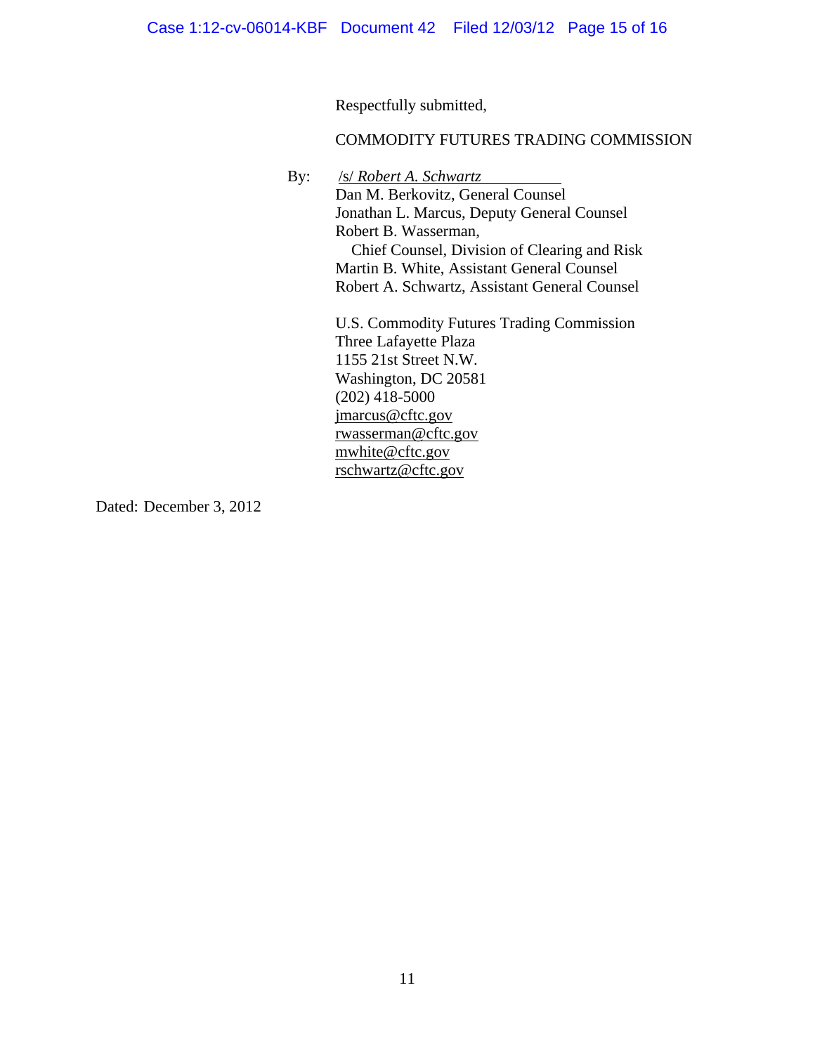Respectfully submitted,

COMMODITY FUTURES TRADING COMMISSION

By: /s/ *Robert A. Schwartz*
Dan M. Berkovitz, General Counsel
Jonathan L. Marcus, Deputy General Counsel
Robert B. Wasserman,
  Chief Counsel, Division of Clearing and Risk
Martin B. White, Assistant General Counsel
Robert A. Schwartz, Assistant General Counsel

U.S. Commodity Futures Trading Commission
Three Lafayette Plaza
1155 21st Street N.W.
Washington, DC 20581
(202) 418-5000
jmarcus@cftc.gov
rwasserman@cftc.gov
mwhite@cftc.gov
rschwartz@cftc.gov

Dated: December 3, 2012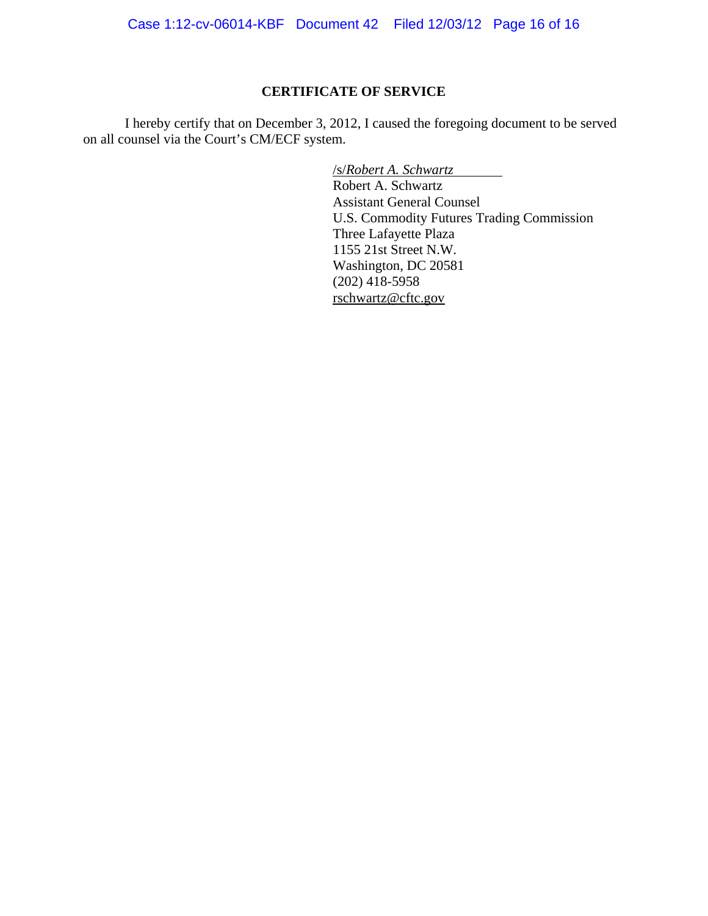## CERTIFICATE OF SERVICE

I hereby certify that on December 3, 2012, I caused the foregoing document to be served on all counsel via the Court's CM/ECF system.

/s/*Robert A. Schwartz*
Robert A. Schwartz
Assistant General Counsel
U.S. Commodity Futures Trading Commission
Three Lafayette Plaza
1155 21st Street N.W.
Washington, DC 20581
(202) 418-5958
rschwartz@cftc.gov